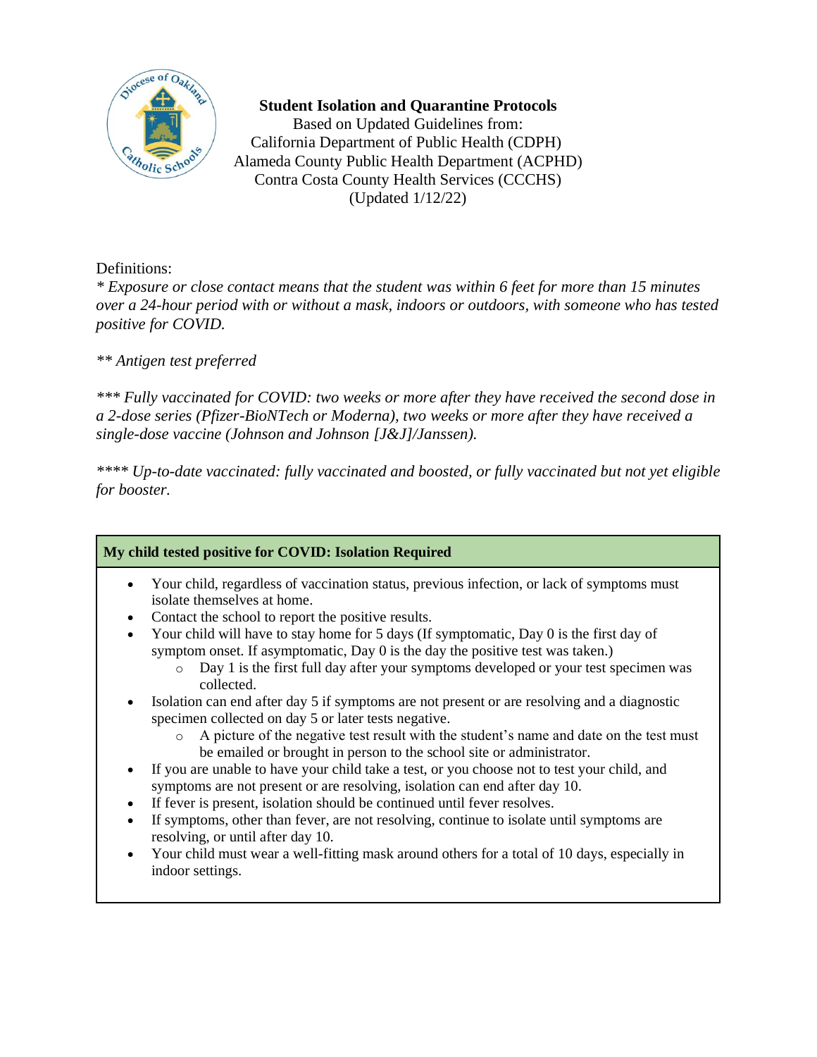**Student Isolation and Quarantine Protocols**

Based on Updated Guidelines from:
California Department of Public Health (CDPH)
Alameda County Public Health Department (ACPHD)
Contra Costa County Health Services (CCCHS)
(Updated 1/12/22)

Definitions:

*\* Exposure or close contact means that the student was within 6 feet for more than 15 minutes over a 24-hour period with or without a mask, indoors or outdoors, with someone who has tested positive for COVID.*

*\*\* Antigen test preferred*

*\*\*\* Fully vaccinated for COVID: two weeks or more after they have received the second dose in a 2-dose series (Pfizer-BioNTech or Moderna), two weeks or more after they have received a single-dose vaccine (Johnson and Johnson [J&J]/Janssen).*

*\*\*\*\* Up-to-date vaccinated: fully vaccinated and boosted, or fully vaccinated but not yet eligible for booster.*

| **My child tested positive for COVID: Isolation Required** |
|---|
| • Your child, regardless of vaccination status, previous infection, or lack of symptoms must isolate themselves at home.<br>• Contact the school to report the positive results.<br>• Your child will have to stay home for 5 days (If symptomatic, Day 0 is the first day of symptom onset. If asymptomatic, Day 0 is the day the positive test was taken.)<br>&nbsp;&nbsp;&nbsp;&nbsp;○ Day 1 is the first full day after your symptoms developed or your test specimen was collected.<br>• Isolation can end after day 5 if symptoms are not present or are resolving and a diagnostic specimen collected on day 5 or later tests negative.<br>&nbsp;&nbsp;&nbsp;&nbsp;○ A picture of the negative test result with the student's name and date on the test must be emailed or brought in person to the school site or administrator.<br>• If you are unable to have your child take a test, or you choose not to test your child, and symptoms are not present or are resolving, isolation can end after day 10.<br>• If fever is present, isolation should be continued until fever resolves.<br>• If symptoms, other than fever, are not resolving, continue to isolate until symptoms are resolving, or until after day 10.<br>• Your child must wear a well-fitting mask around others for a total of 10 days, especially in indoor settings. |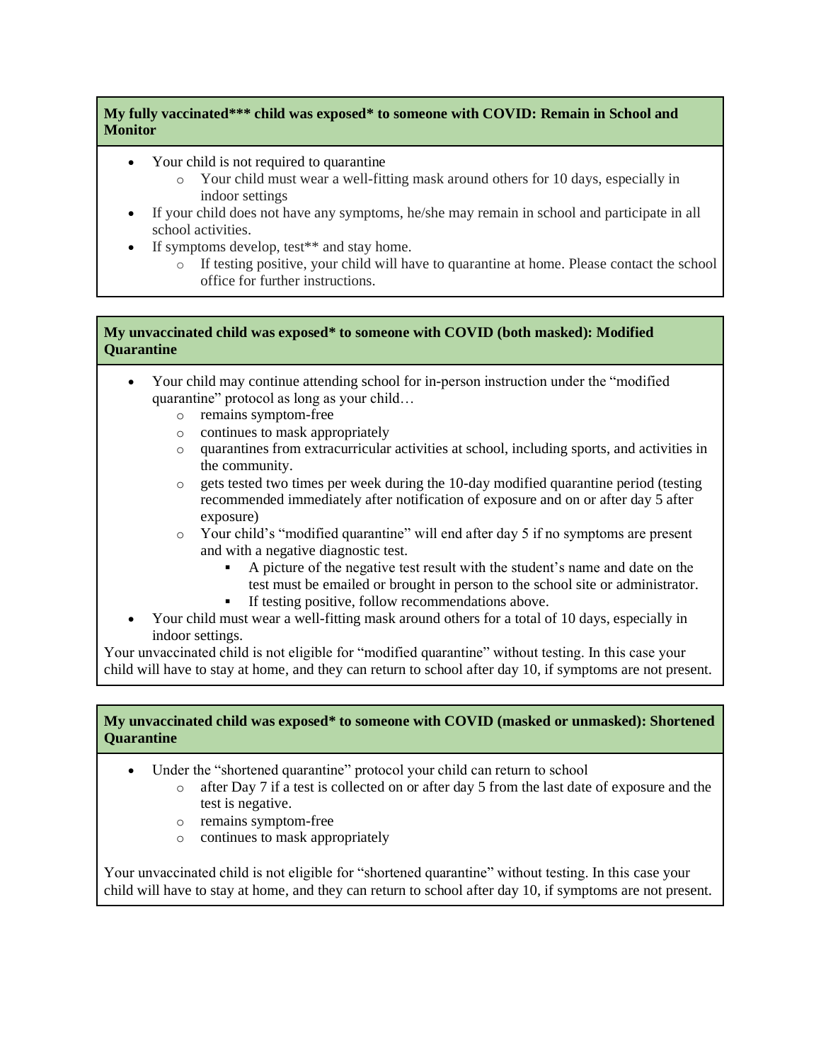**My fully vaccinated*** child was exposed* to someone with COVID: Remain in School and Monitor**

- Your child is not required to quarantine
  - Your child must wear a well-fitting mask around others for 10 days, especially in indoor settings
- If your child does not have any symptoms, he/she may remain in school and participate in all school activities.
- If symptoms develop, test** and stay home.
  - If testing positive, your child will have to quarantine at home. Please contact the school office for further instructions.

**My unvaccinated child was exposed* to someone with COVID (both masked): Modified Quarantine**

- Your child may continue attending school for in-person instruction under the "modified quarantine" protocol as long as your child…
  - remains symptom-free
  - continues to mask appropriately
  - quarantines from extracurricular activities at school, including sports, and activities in the community.
  - gets tested two times per week during the 10-day modified quarantine period (testing recommended immediately after notification of exposure and on or after day 5 after exposure)
  - Your child's "modified quarantine" will end after day 5 if no symptoms are present and with a negative diagnostic test.
    - A picture of the negative test result with the student's name and date on the test must be emailed or brought in person to the school site or administrator.
    - If testing positive, follow recommendations above.
- Your child must wear a well-fitting mask around others for a total of 10 days, especially in indoor settings.

Your unvaccinated child is not eligible for "modified quarantine" without testing. In this case your child will have to stay at home, and they can return to school after day 10, if symptoms are not present.

**My unvaccinated child was exposed* to someone with COVID (masked or unmasked): Shortened Quarantine**

- Under the "shortened quarantine" protocol your child can return to school
  - after Day 7 if a test is collected on or after day 5 from the last date of exposure and the test is negative.
  - remains symptom-free
  - continues to mask appropriately

Your unvaccinated child is not eligible for "shortened quarantine" without testing. In this case your child will have to stay at home, and they can return to school after day 10, if symptoms are not present.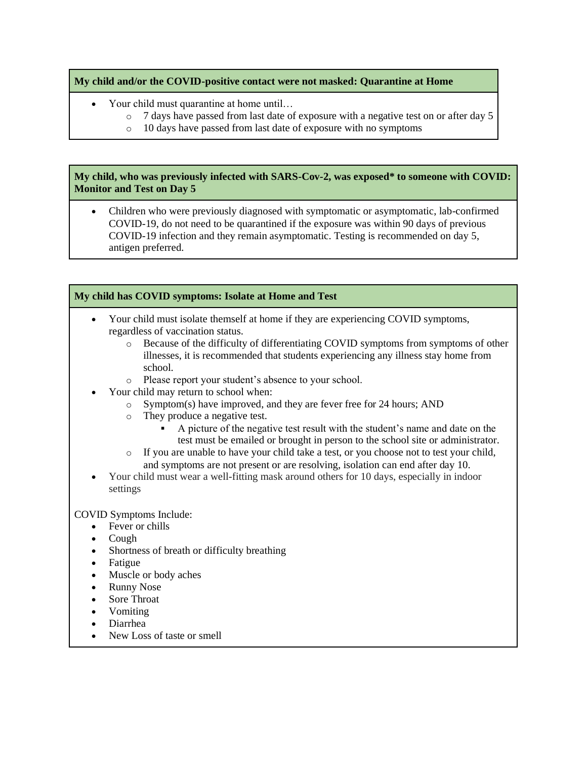**My child and/or the COVID-positive contact were not masked: Quarantine at Home**

- Your child must quarantine at home until…
  - 7 days have passed from last date of exposure with a negative test on or after day 5
  - 10 days have passed from last date of exposure with no symptoms

**My child, who was previously infected with SARS-Cov-2, was exposed* to someone with COVID: Monitor and Test on Day 5**

- Children who were previously diagnosed with symptomatic or asymptomatic, lab-confirmed COVID-19, do not need to be quarantined if the exposure was within 90 days of previous COVID-19 infection and they remain asymptomatic. Testing is recommended on day 5, antigen preferred.

**My child has COVID symptoms: Isolate at Home and Test**

- Your child must isolate themself at home if they are experiencing COVID symptoms, regardless of vaccination status.
  - Because of the difficulty of differentiating COVID symptoms from symptoms of other illnesses, it is recommended that students experiencing any illness stay home from school.
  - Please report your student's absence to your school.
- Your child may return to school when:
  - Symptom(s) have improved, and they are fever free for 24 hours; AND
  - They produce a negative test.
    - A picture of the negative test result with the student's name and date on the test must be emailed or brought in person to the school site or administrator.
  - If you are unable to have your child take a test, or you choose not to test your child, and symptoms are not present or are resolving, isolation can end after day 10.
- Your child must wear a well-fitting mask around others for 10 days, especially in indoor settings

COVID Symptoms Include:

- Fever or chills
- Cough
- Shortness of breath or difficulty breathing
- Fatigue
- Muscle or body aches
- Runny Nose
- Sore Throat
- Vomiting
- Diarrhea
- New Loss of taste or smell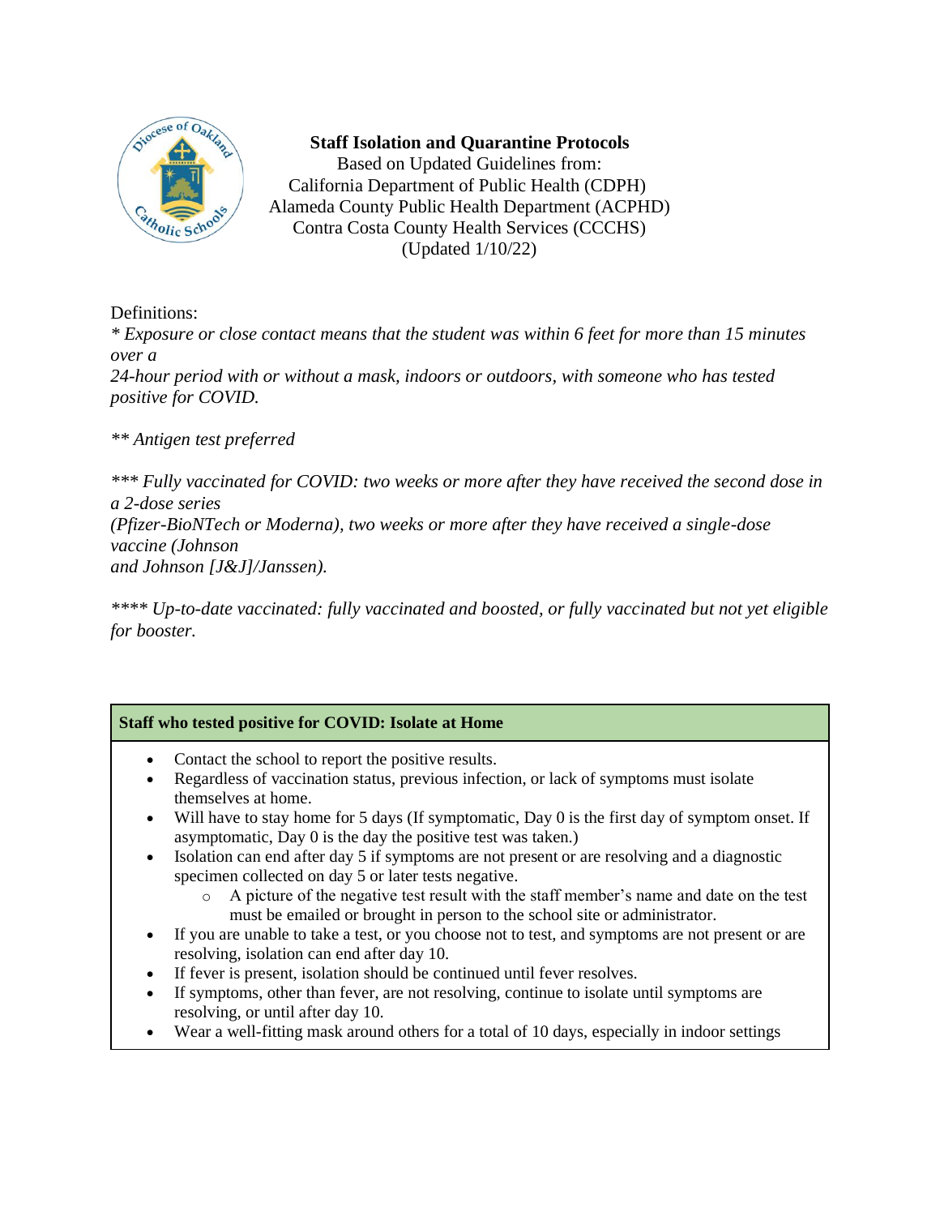**Staff Isolation and Quarantine Protocols**
Based on Updated Guidelines from:
California Department of Public Health (CDPH)
Alameda County Public Health Department (ACPHD)
Contra Costa County Health Services (CCCHS)
(Updated 1/10/22)

Definitions:

*\* Exposure or close contact means that the student was within 6 feet for more than 15 minutes over a 24-hour period with or without a mask, indoors or outdoors, with someone who has tested positive for COVID.*

*\*\* Antigen test preferred*

*\*\*\* Fully vaccinated for COVID: two weeks or more after they have received the second dose in a 2-dose series (Pfizer-BioNTech or Moderna), two weeks or more after they have received a single-dose vaccine (Johnson and Johnson [J&J]/Janssen).*

*\*\*\*\* Up-to-date vaccinated: fully vaccinated and boosted, or fully vaccinated but not yet eligible for booster.*

| **Staff who tested positive for COVID: Isolate at Home** |
|---|
| • Contact the school to report the positive results.<br>• Regardless of vaccination status, previous infection, or lack of symptoms must isolate themselves at home.<br>• Will have to stay home for 5 days (If symptomatic, Day 0 is the first day of symptom onset. If asymptomatic, Day 0 is the day the positive test was taken.)<br>• Isolation can end after day 5 if symptoms are not present or are resolving and a diagnostic specimen collected on day 5 or later tests negative.<br>&nbsp;&nbsp;&nbsp;&nbsp;○ A picture of the negative test result with the staff member's name and date on the test must be emailed or brought in person to the school site or administrator.<br>• If you are unable to take a test, or you choose not to test, and symptoms are not present or are resolving, isolation can end after day 10.<br>• If fever is present, isolation should be continued until fever resolves.<br>• If symptoms, other than fever, are not resolving, continue to isolate until symptoms are resolving, or until after day 10.<br>• Wear a well-fitting mask around others for a total of 10 days, especially in indoor settings |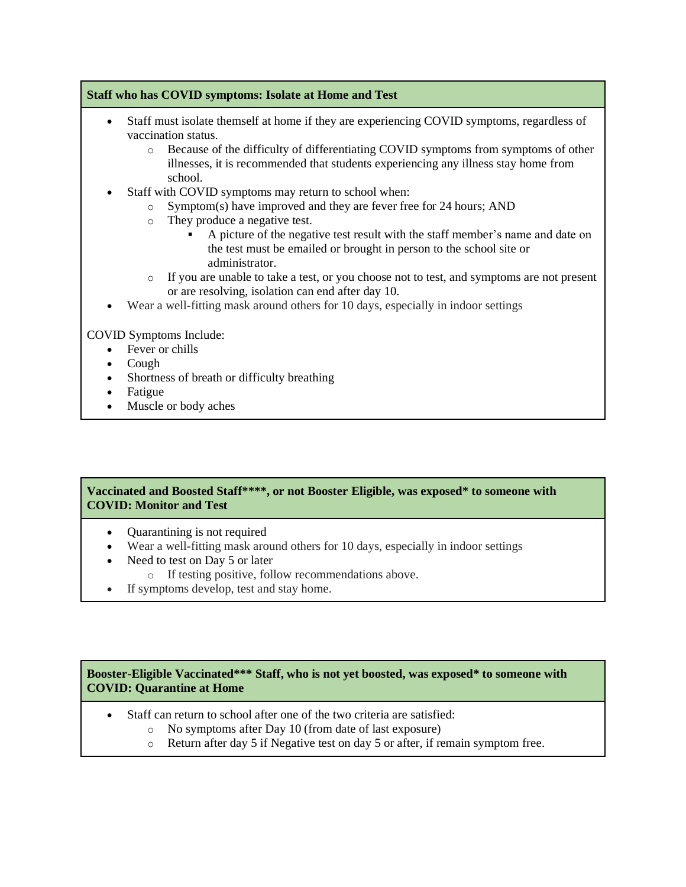### Staff who has COVID symptoms: Isolate at Home and Test

- Staff must isolate themself at home if they are experiencing COVID symptoms, regardless of vaccination status.
  - Because of the difficulty of differentiating COVID symptoms from symptoms of other illnesses, it is recommended that students experiencing any illness stay home from school.
- Staff with COVID symptoms may return to school when:
  - Symptom(s) have improved and they are fever free for 24 hours; AND
  - They produce a negative test.
    - A picture of the negative test result with the staff member's name and date on the test must be emailed or brought in person to the school site or administrator.
  - If you are unable to take a test, or you choose not to test, and symptoms are not present or are resolving, isolation can end after day 10.
- Wear a well-fitting mask around others for 10 days, especially in indoor settings

COVID Symptoms Include:

- Fever or chills
- Cough
- Shortness of breath or difficulty breathing
- Fatigue
- Muscle or body aches

### Vaccinated and Boosted Staff****, or not Booster Eligible, was exposed* to someone with COVID: Monitor and Test

- Quarantining is not required
- Wear a well-fitting mask around others for 10 days, especially in indoor settings
- Need to test on Day 5 or later
  - If testing positive, follow recommendations above.
- If symptoms develop, test and stay home.

### Booster-Eligible Vaccinated*** Staff, who is not yet boosted, was exposed* to someone with COVID: Quarantine at Home

- Staff can return to school after one of the two criteria are satisfied:
  - No symptoms after Day 10 (from date of last exposure)
  - Return after day 5 if Negative test on day 5 or after, if remain symptom free.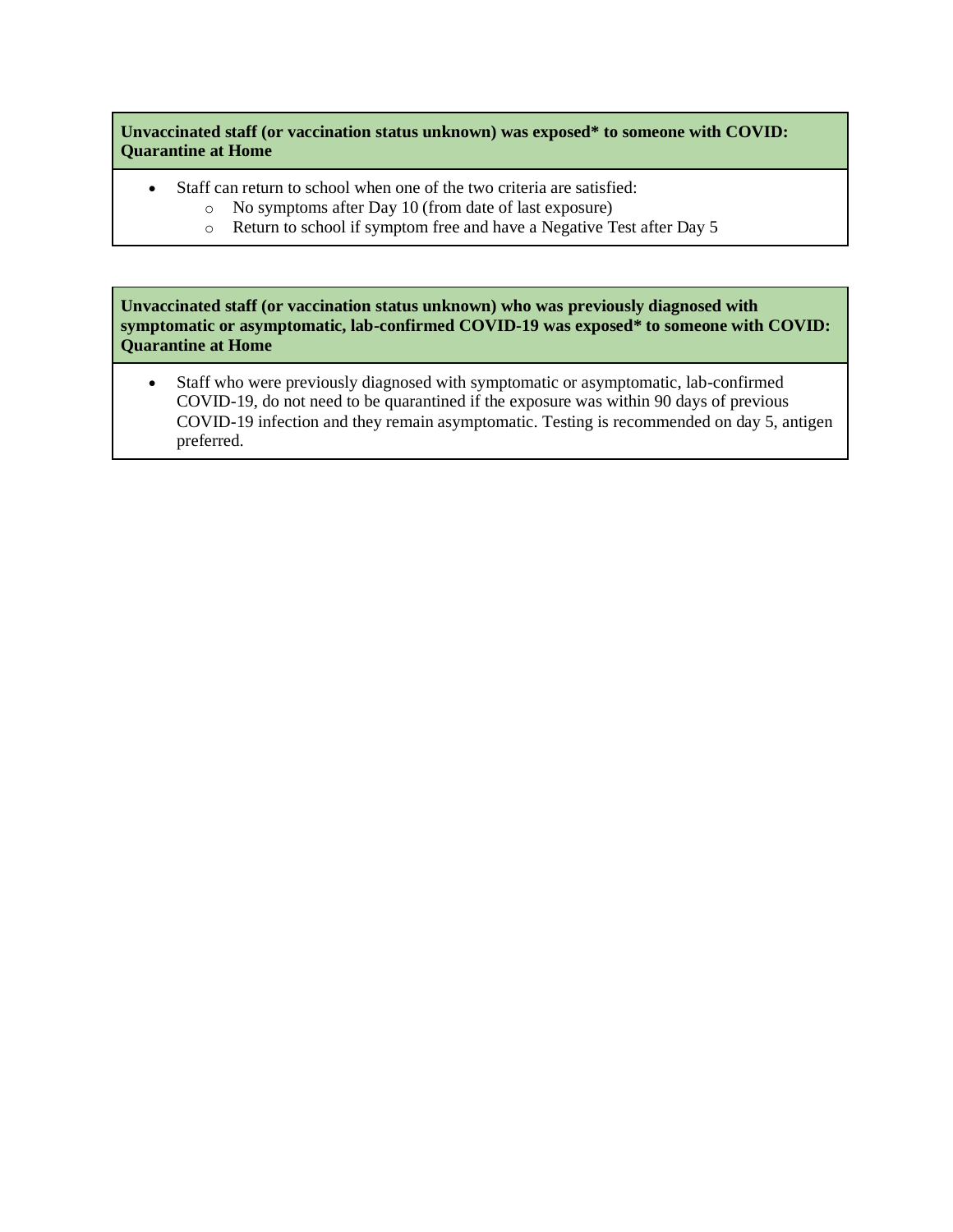**Unvaccinated staff (or vaccination status unknown) was exposed* to someone with COVID: Quarantine at Home**

- Staff can return to school when one of the two criteria are satisfied:
  - No symptoms after Day 10 (from date of last exposure)
  - Return to school if symptom free and have a Negative Test after Day 5

**Unvaccinated staff (or vaccination status unknown) who was previously diagnosed with symptomatic or asymptomatic, lab-confirmed COVID-19 was exposed* to someone with COVID: Quarantine at Home**

- Staff who were previously diagnosed with symptomatic or asymptomatic, lab-confirmed COVID-19, do not need to be quarantined if the exposure was within 90 days of previous COVID-19 infection and they remain asymptomatic. Testing is recommended on day 5, antigen preferred.